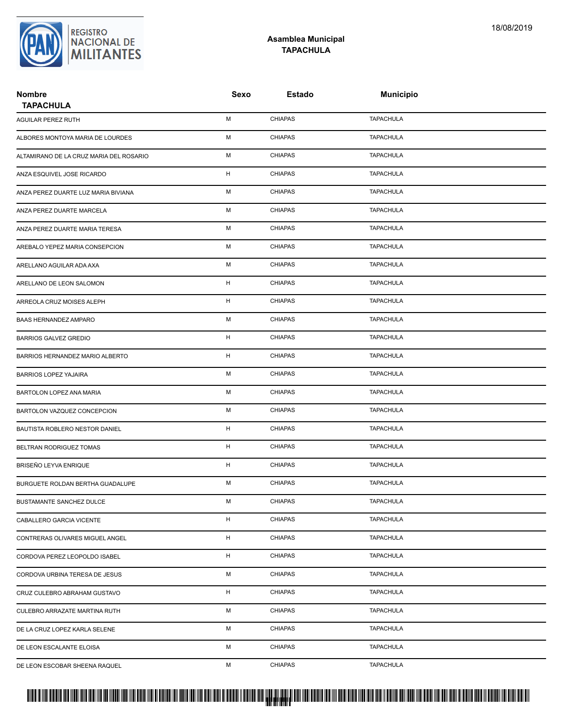REGISTRO NACIONAL DE MILITANTES

18/08/2019

## Asamblea Municipal
## TAPACHULA

| Nombre | Sexo | Estado | Municipio |
|---|---|---|---|
| **TAPACHULA** | | | |
| AGUILAR PEREZ RUTH | M | CHIAPAS | TAPACHULA |
| ALBORES MONTOYA MARIA DE LOURDES | M | CHIAPAS | TAPACHULA |
| ALTAMIRANO DE LA CRUZ MARIA DEL ROSARIO | M | CHIAPAS | TAPACHULA |
| ANZA ESQUIVEL JOSE RICARDO | H | CHIAPAS | TAPACHULA |
| ANZA PEREZ DUARTE LUZ MARIA BIVIANA | M | CHIAPAS | TAPACHULA |
| ANZA PEREZ DUARTE MARCELA | M | CHIAPAS | TAPACHULA |
| ANZA PEREZ DUARTE MARIA TERESA | M | CHIAPAS | TAPACHULA |
| AREBALO YEPEZ MARIA CONSEPCION | M | CHIAPAS | TAPACHULA |
| ARELLANO AGUILAR ADA AXA | M | CHIAPAS | TAPACHULA |
| ARELLANO DE LEON SALOMON | H | CHIAPAS | TAPACHULA |
| ARREOLA CRUZ MOISES ALEPH | H | CHIAPAS | TAPACHULA |
| BAAS HERNANDEZ AMPARO | M | CHIAPAS | TAPACHULA |
| BARRIOS GALVEZ GREDIO | H | CHIAPAS | TAPACHULA |
| BARRIOS HERNANDEZ MARIO ALBERTO | H | CHIAPAS | TAPACHULA |
| BARRIOS LOPEZ YAJAIRA | M | CHIAPAS | TAPACHULA |
| BARTOLON LOPEZ ANA MARIA | M | CHIAPAS | TAPACHULA |
| BARTOLON VAZQUEZ CONCEPCION | M | CHIAPAS | TAPACHULA |
| BAUTISTA ROBLERO NESTOR DANIEL | H | CHIAPAS | TAPACHULA |
| BELTRAN RODRIGUEZ TOMAS | H | CHIAPAS | TAPACHULA |
| BRISEÑO LEYVA ENRIQUE | H | CHIAPAS | TAPACHULA |
| BURGUETE ROLDAN BERTHA GUADALUPE | M | CHIAPAS | TAPACHULA |
| BUSTAMANTE SANCHEZ DULCE | M | CHIAPAS | TAPACHULA |
| CABALLERO GARCIA VICENTE | H | CHIAPAS | TAPACHULA |
| CONTRERAS OLIVARES MIGUEL ANGEL | H | CHIAPAS | TAPACHULA |
| CORDOVA PEREZ LEOPOLDO ISABEL | H | CHIAPAS | TAPACHULA |
| CORDOVA URBINA TERESA DE JESUS | M | CHIAPAS | TAPACHULA |
| CRUZ CULEBRO ABRAHAM GUSTAVO | H | CHIAPAS | TAPACHULA |
| CULEBRO ARRAZATE MARTINA RUTH | M | CHIAPAS | TAPACHULA |
| DE LA CRUZ LOPEZ KARLA SELENE | M | CHIAPAS | TAPACHULA |
| DE LEON ESCALANTE ELOISA | M | CHIAPAS | TAPACHULA |
| DE LEON ESCOBAR SHEENA RAQUEL | M | CHIAPAS | TAPACHULA |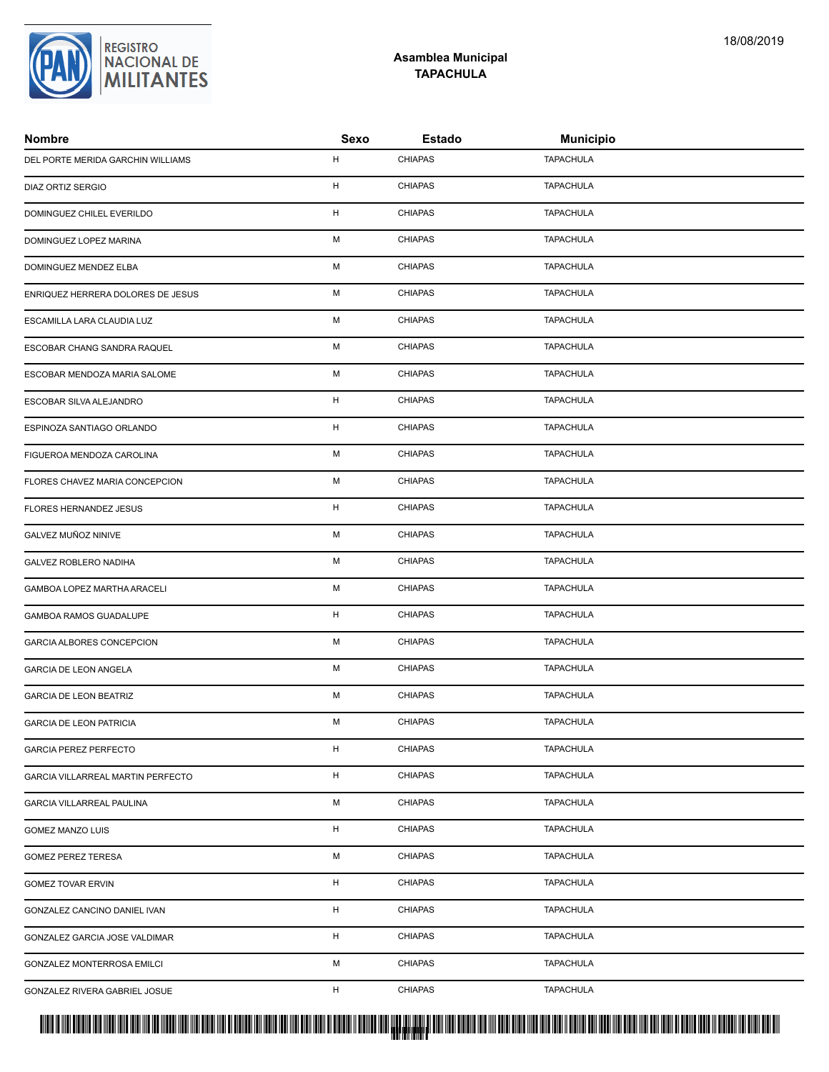## Asamblea Municipal
## TAPACHULA

| Nombre | Sexo | Estado | Municipio |
|---|---|---|---|
| DEL PORTE MERIDA GARCHIN WILLIAMS | H | CHIAPAS | TAPACHULA |
| DIAZ ORTIZ SERGIO | H | CHIAPAS | TAPACHULA |
| DOMINGUEZ CHILEL EVERILDO | H | CHIAPAS | TAPACHULA |
| DOMINGUEZ LOPEZ MARINA | M | CHIAPAS | TAPACHULA |
| DOMINGUEZ MENDEZ ELBA | M | CHIAPAS | TAPACHULA |
| ENRIQUEZ HERRERA DOLORES DE JESUS | M | CHIAPAS | TAPACHULA |
| ESCAMILLA LARA CLAUDIA LUZ | M | CHIAPAS | TAPACHULA |
| ESCOBAR CHANG SANDRA RAQUEL | M | CHIAPAS | TAPACHULA |
| ESCOBAR MENDOZA MARIA SALOME | M | CHIAPAS | TAPACHULA |
| ESCOBAR SILVA ALEJANDRO | H | CHIAPAS | TAPACHULA |
| ESPINOZA SANTIAGO ORLANDO | H | CHIAPAS | TAPACHULA |
| FIGUEROA MENDOZA CAROLINA | M | CHIAPAS | TAPACHULA |
| FLORES CHAVEZ MARIA CONCEPCION | M | CHIAPAS | TAPACHULA |
| FLORES HERNANDEZ JESUS | H | CHIAPAS | TAPACHULA |
| GALVEZ MUÑOZ NINIVE | M | CHIAPAS | TAPACHULA |
| GALVEZ ROBLERO NADIHA | M | CHIAPAS | TAPACHULA |
| GAMBOA LOPEZ MARTHA ARACELI | M | CHIAPAS | TAPACHULA |
| GAMBOA RAMOS GUADALUPE | H | CHIAPAS | TAPACHULA |
| GARCIA ALBORES CONCEPCION | M | CHIAPAS | TAPACHULA |
| GARCIA DE LEON ANGELA | M | CHIAPAS | TAPACHULA |
| GARCIA DE LEON BEATRIZ | M | CHIAPAS | TAPACHULA |
| GARCIA DE LEON PATRICIA | M | CHIAPAS | TAPACHULA |
| GARCIA PEREZ PERFECTO | H | CHIAPAS | TAPACHULA |
| GARCIA VILLARREAL MARTIN PERFECTO | H | CHIAPAS | TAPACHULA |
| GARCIA VILLARREAL PAULINA | M | CHIAPAS | TAPACHULA |
| GOMEZ MANZO LUIS | H | CHIAPAS | TAPACHULA |
| GOMEZ PEREZ TERESA | M | CHIAPAS | TAPACHULA |
| GOMEZ TOVAR ERVIN | H | CHIAPAS | TAPACHULA |
| GONZALEZ CANCINO DANIEL IVAN | H | CHIAPAS | TAPACHULA |
| GONZALEZ GARCIA JOSE VALDIMAR | H | CHIAPAS | TAPACHULA |
| GONZALEZ MONTERROSA EMILCI | M | CHIAPAS | TAPACHULA |
| GONZALEZ RIVERA GABRIEL JOSUE | H | CHIAPAS | TAPACHULA |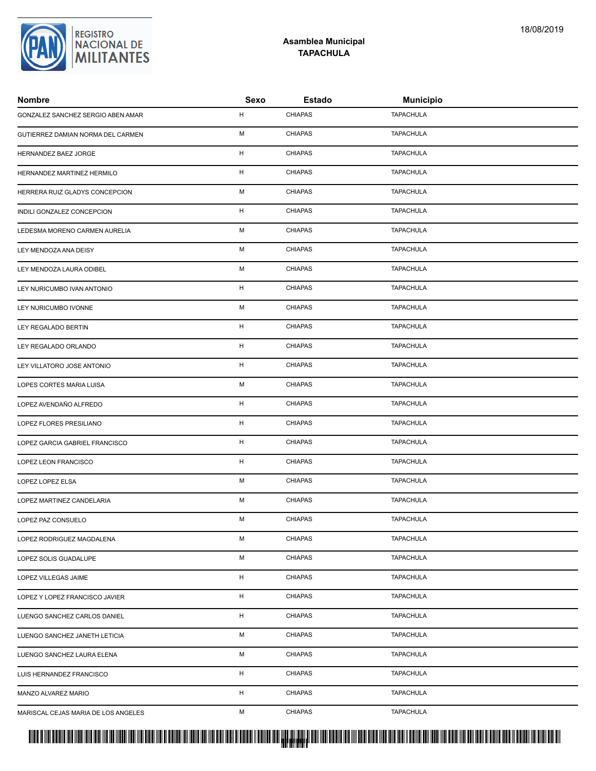## Asamblea Municipal
## TAPACHULA

| Nombre | Sexo | Estado | Municipio |
|---|---|---|---|
| GONZALEZ SANCHEZ SERGIO ABEN AMAR | H | CHIAPAS | TAPACHULA |
| GUTIERREZ DAMIAN NORMA DEL CARMEN | M | CHIAPAS | TAPACHULA |
| HERNANDEZ BAEZ JORGE | H | CHIAPAS | TAPACHULA |
| HERNANDEZ MARTINEZ HERMILO | H | CHIAPAS | TAPACHULA |
| HERRERA RUIZ GLADYS CONCEPCION | M | CHIAPAS | TAPACHULA |
| INDILI GONZALEZ CONCEPCION | H | CHIAPAS | TAPACHULA |
| LEDESMA MORENO CARMEN AURELIA | M | CHIAPAS | TAPACHULA |
| LEY MENDOZA ANA DEISY | M | CHIAPAS | TAPACHULA |
| LEY MENDOZA LAURA ODIBEL | M | CHIAPAS | TAPACHULA |
| LEY NURICUMBO IVAN ANTONIO | H | CHIAPAS | TAPACHULA |
| LEY NURICUMBO IVONNE | M | CHIAPAS | TAPACHULA |
| LEY REGALADO BERTIN | H | CHIAPAS | TAPACHULA |
| LEY REGALADO ORLANDO | H | CHIAPAS | TAPACHULA |
| LEY VILLATORO JOSE ANTONIO | H | CHIAPAS | TAPACHULA |
| LOPES CORTES MARIA LUISA | M | CHIAPAS | TAPACHULA |
| LOPEZ AVENDAÑO ALFREDO | H | CHIAPAS | TAPACHULA |
| LOPEZ FLORES PRESILIANO | H | CHIAPAS | TAPACHULA |
| LOPEZ GARCIA GABRIEL FRANCISCO | H | CHIAPAS | TAPACHULA |
| LOPEZ LEON FRANCISCO | H | CHIAPAS | TAPACHULA |
| LOPEZ LOPEZ ELSA | M | CHIAPAS | TAPACHULA |
| LOPEZ MARTINEZ CANDELARIA | M | CHIAPAS | TAPACHULA |
| LOPEZ PAZ CONSUELO | M | CHIAPAS | TAPACHULA |
| LOPEZ RODRIGUEZ MAGDALENA | M | CHIAPAS | TAPACHULA |
| LOPEZ SOLIS GUADALUPE | M | CHIAPAS | TAPACHULA |
| LOPEZ VILLEGAS JAIME | H | CHIAPAS | TAPACHULA |
| LOPEZ Y LOPEZ FRANCISCO JAVIER | H | CHIAPAS | TAPACHULA |
| LUENGO SANCHEZ CARLOS DANIEL | H | CHIAPAS | TAPACHULA |
| LUENGO SANCHEZ JANETH LETICIA | M | CHIAPAS | TAPACHULA |
| LUENGO SANCHEZ LAURA ELENA | M | CHIAPAS | TAPACHULA |
| LUIS HERNANDEZ FRANCISCO | H | CHIAPAS | TAPACHULA |
| MANZO ALVAREZ MARIO | H | CHIAPAS | TAPACHULA |
| MARISCAL CEJAS MARIA DE LOS ANGELES | M | CHIAPAS | TAPACHULA |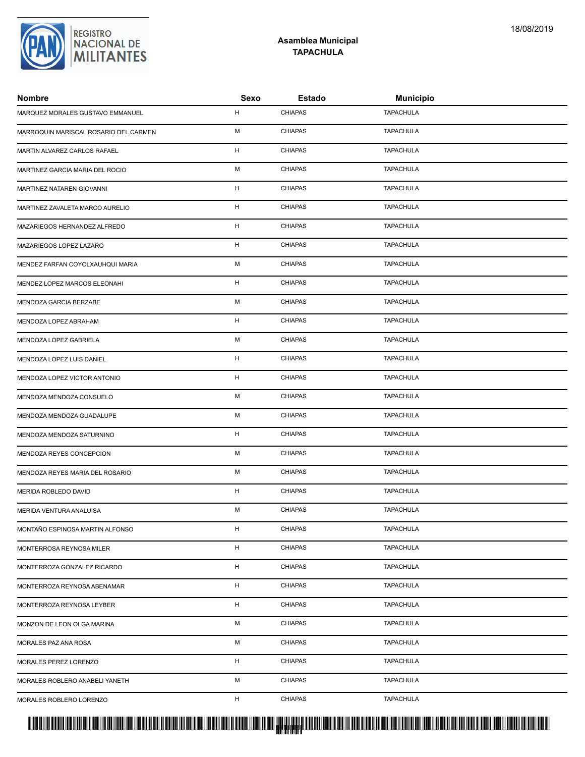**Asamblea Municipal**
**TAPACHULA**

| Nombre | Sexo | Estado | Municipio |
|---|---|---|---|
| MARQUEZ MORALES GUSTAVO EMMANUEL | H | CHIAPAS | TAPACHULA |
| MARROQUIN MARISCAL ROSARIO DEL CARMEN | M | CHIAPAS | TAPACHULA |
| MARTIN ALVAREZ CARLOS RAFAEL | H | CHIAPAS | TAPACHULA |
| MARTINEZ GARCIA MARIA DEL ROCIO | M | CHIAPAS | TAPACHULA |
| MARTINEZ NATAREN GIOVANNI | H | CHIAPAS | TAPACHULA |
| MARTINEZ ZAVALETA MARCO AURELIO | H | CHIAPAS | TAPACHULA |
| MAZARIEGOS HERNANDEZ ALFREDO | H | CHIAPAS | TAPACHULA |
| MAZARIEGOS LOPEZ LAZARO | H | CHIAPAS | TAPACHULA |
| MENDEZ FARFAN COYOLXAUHQUI MARIA | M | CHIAPAS | TAPACHULA |
| MENDEZ LOPEZ MARCOS ELEONAHI | H | CHIAPAS | TAPACHULA |
| MENDOZA GARCIA BERZABE | M | CHIAPAS | TAPACHULA |
| MENDOZA LOPEZ ABRAHAM | H | CHIAPAS | TAPACHULA |
| MENDOZA LOPEZ GABRIELA | M | CHIAPAS | TAPACHULA |
| MENDOZA LOPEZ LUIS DANIEL | H | CHIAPAS | TAPACHULA |
| MENDOZA LOPEZ VICTOR ANTONIO | H | CHIAPAS | TAPACHULA |
| MENDOZA MENDOZA CONSUELO | M | CHIAPAS | TAPACHULA |
| MENDOZA MENDOZA GUADALUPE | M | CHIAPAS | TAPACHULA |
| MENDOZA MENDOZA SATURNINO | H | CHIAPAS | TAPACHULA |
| MENDOZA REYES CONCEPCION | M | CHIAPAS | TAPACHULA |
| MENDOZA REYES MARIA DEL ROSARIO | M | CHIAPAS | TAPACHULA |
| MERIDA ROBLEDO DAVID | H | CHIAPAS | TAPACHULA |
| MERIDA VENTURA ANALUISA | M | CHIAPAS | TAPACHULA |
| MONTAÑO ESPINOSA MARTIN ALFONSO | H | CHIAPAS | TAPACHULA |
| MONTERROSA REYNOSA MILER | H | CHIAPAS | TAPACHULA |
| MONTERROZA GONZALEZ RICARDO | H | CHIAPAS | TAPACHULA |
| MONTERROZA REYNOSA ABENAMAR | H | CHIAPAS | TAPACHULA |
| MONTERROZA REYNOSA LEYBER | H | CHIAPAS | TAPACHULA |
| MONZON DE LEON OLGA MARINA | M | CHIAPAS | TAPACHULA |
| MORALES PAZ ANA ROSA | M | CHIAPAS | TAPACHULA |
| MORALES PEREZ LORENZO | H | CHIAPAS | TAPACHULA |
| MORALES ROBLERO ANABELI YANETH | M | CHIAPAS | TAPACHULA |
| MORALES ROBLERO LORENZO | H | CHIAPAS | TAPACHULA |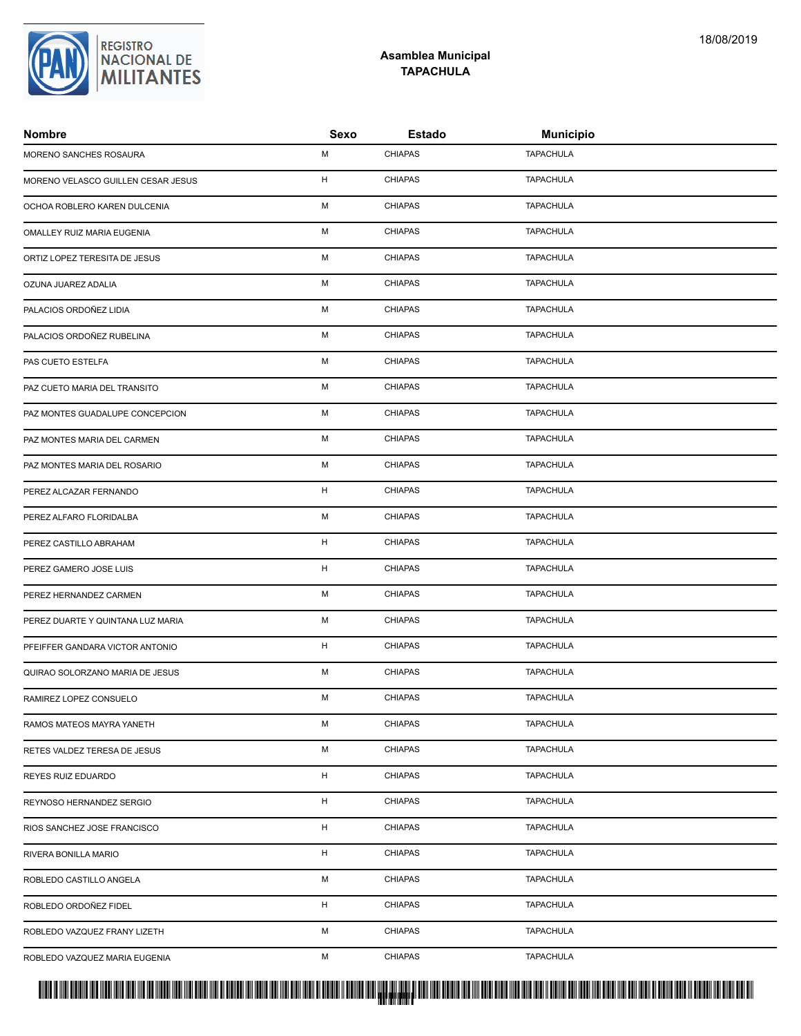## Asamblea Municipal
## TAPACHULA

| Nombre | Sexo | Estado | Municipio |
|---|---|---|---|
| MORENO SANCHES ROSAURA | M | CHIAPAS | TAPACHULA |
| MORENO VELASCO GUILLEN CESAR JESUS | H | CHIAPAS | TAPACHULA |
| OCHOA ROBLERO KAREN DULCENIA | M | CHIAPAS | TAPACHULA |
| OMALLEY RUIZ MARIA EUGENIA | M | CHIAPAS | TAPACHULA |
| ORTIZ LOPEZ TERESITA DE JESUS | M | CHIAPAS | TAPACHULA |
| OZUNA JUAREZ ADALIA | M | CHIAPAS | TAPACHULA |
| PALACIOS ORDOÑEZ LIDIA | M | CHIAPAS | TAPACHULA |
| PALACIOS ORDOÑEZ RUBELINA | M | CHIAPAS | TAPACHULA |
| PAS CUETO ESTELFA | M | CHIAPAS | TAPACHULA |
| PAZ CUETO MARIA DEL TRANSITO | M | CHIAPAS | TAPACHULA |
| PAZ MONTES GUADALUPE CONCEPCION | M | CHIAPAS | TAPACHULA |
| PAZ MONTES MARIA DEL CARMEN | M | CHIAPAS | TAPACHULA |
| PAZ MONTES MARIA DEL ROSARIO | M | CHIAPAS | TAPACHULA |
| PEREZ ALCAZAR FERNANDO | H | CHIAPAS | TAPACHULA |
| PEREZ ALFARO FLORIDALBA | M | CHIAPAS | TAPACHULA |
| PEREZ CASTILLO ABRAHAM | H | CHIAPAS | TAPACHULA |
| PEREZ GAMERO JOSE LUIS | H | CHIAPAS | TAPACHULA |
| PEREZ HERNANDEZ CARMEN | M | CHIAPAS | TAPACHULA |
| PEREZ DUARTE Y QUINTANA LUZ MARIA | M | CHIAPAS | TAPACHULA |
| PFEIFFER GANDARA VICTOR ANTONIO | H | CHIAPAS | TAPACHULA |
| QUIRAO SOLORZANO MARIA DE JESUS | M | CHIAPAS | TAPACHULA |
| RAMIREZ LOPEZ CONSUELO | M | CHIAPAS | TAPACHULA |
| RAMOS MATEOS MAYRA YANETH | M | CHIAPAS | TAPACHULA |
| RETES VALDEZ TERESA DE JESUS | M | CHIAPAS | TAPACHULA |
| REYES RUIZ EDUARDO | H | CHIAPAS | TAPACHULA |
| REYNOSO HERNANDEZ SERGIO | H | CHIAPAS | TAPACHULA |
| RIOS SANCHEZ JOSE FRANCISCO | H | CHIAPAS | TAPACHULA |
| RIVERA BONILLA MARIO | H | CHIAPAS | TAPACHULA |
| ROBLEDO CASTILLO ANGELA | M | CHIAPAS | TAPACHULA |
| ROBLEDO ORDOÑEZ FIDEL | H | CHIAPAS | TAPACHULA |
| ROBLEDO VAZQUEZ FRANY LIZETH | M | CHIAPAS | TAPACHULA |
| ROBLEDO VAZQUEZ MARIA EUGENIA | M | CHIAPAS | TAPACHULA |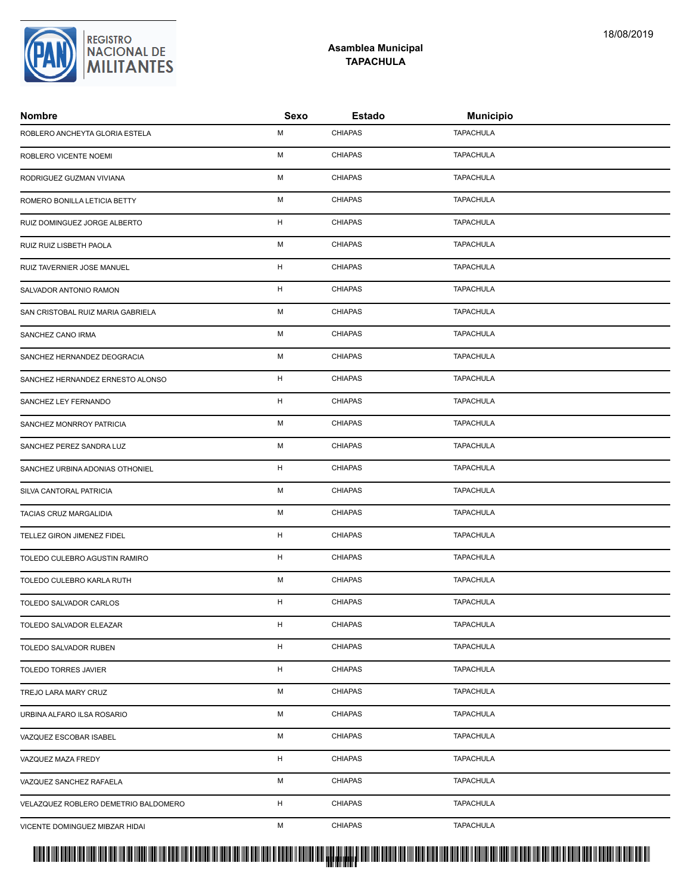## Asamblea Municipal
## TAPACHULA

| Nombre | Sexo | Estado | Municipio |
|---|---|---|---|
| ROBLERO ANCHEYTA GLORIA ESTELA | M | CHIAPAS | TAPACHULA |
| ROBLERO VICENTE NOEMI | M | CHIAPAS | TAPACHULA |
| RODRIGUEZ GUZMAN VIVIANA | M | CHIAPAS | TAPACHULA |
| ROMERO BONILLA LETICIA BETTY | M | CHIAPAS | TAPACHULA |
| RUIZ DOMINGUEZ JORGE ALBERTO | H | CHIAPAS | TAPACHULA |
| RUIZ RUIZ LISBETH PAOLA | M | CHIAPAS | TAPACHULA |
| RUIZ TAVERNIER JOSE MANUEL | H | CHIAPAS | TAPACHULA |
| SALVADOR ANTONIO RAMON | H | CHIAPAS | TAPACHULA |
| SAN CRISTOBAL RUIZ MARIA GABRIELA | M | CHIAPAS | TAPACHULA |
| SANCHEZ CANO IRMA | M | CHIAPAS | TAPACHULA |
| SANCHEZ HERNANDEZ DEOGRACIA | M | CHIAPAS | TAPACHULA |
| SANCHEZ HERNANDEZ ERNESTO ALONSO | H | CHIAPAS | TAPACHULA |
| SANCHEZ LEY FERNANDO | H | CHIAPAS | TAPACHULA |
| SANCHEZ MONRROY PATRICIA | M | CHIAPAS | TAPACHULA |
| SANCHEZ PEREZ SANDRA LUZ | M | CHIAPAS | TAPACHULA |
| SANCHEZ URBINA ADONIAS OTHONIEL | H | CHIAPAS | TAPACHULA |
| SILVA CANTORAL PATRICIA | M | CHIAPAS | TAPACHULA |
| TACIAS CRUZ MARGALIDIA | M | CHIAPAS | TAPACHULA |
| TELLEZ GIRON JIMENEZ FIDEL | H | CHIAPAS | TAPACHULA |
| TOLEDO CULEBRO AGUSTIN RAMIRO | H | CHIAPAS | TAPACHULA |
| TOLEDO CULEBRO KARLA RUTH | M | CHIAPAS | TAPACHULA |
| TOLEDO SALVADOR CARLOS | H | CHIAPAS | TAPACHULA |
| TOLEDO SALVADOR ELEAZAR | H | CHIAPAS | TAPACHULA |
| TOLEDO SALVADOR RUBEN | H | CHIAPAS | TAPACHULA |
| TOLEDO TORRES JAVIER | H | CHIAPAS | TAPACHULA |
| TREJO LARA MARY CRUZ | M | CHIAPAS | TAPACHULA |
| URBINA ALFARO ILSA ROSARIO | M | CHIAPAS | TAPACHULA |
| VAZQUEZ ESCOBAR ISABEL | M | CHIAPAS | TAPACHULA |
| VAZQUEZ MAZA FREDY | H | CHIAPAS | TAPACHULA |
| VAZQUEZ SANCHEZ RAFAELA | M | CHIAPAS | TAPACHULA |
| VELAZQUEZ ROBLERO DEMETRIO BALDOMERO | H | CHIAPAS | TAPACHULA |
| VICENTE DOMINGUEZ MIBZAR HIDAI | M | CHIAPAS | TAPACHULA |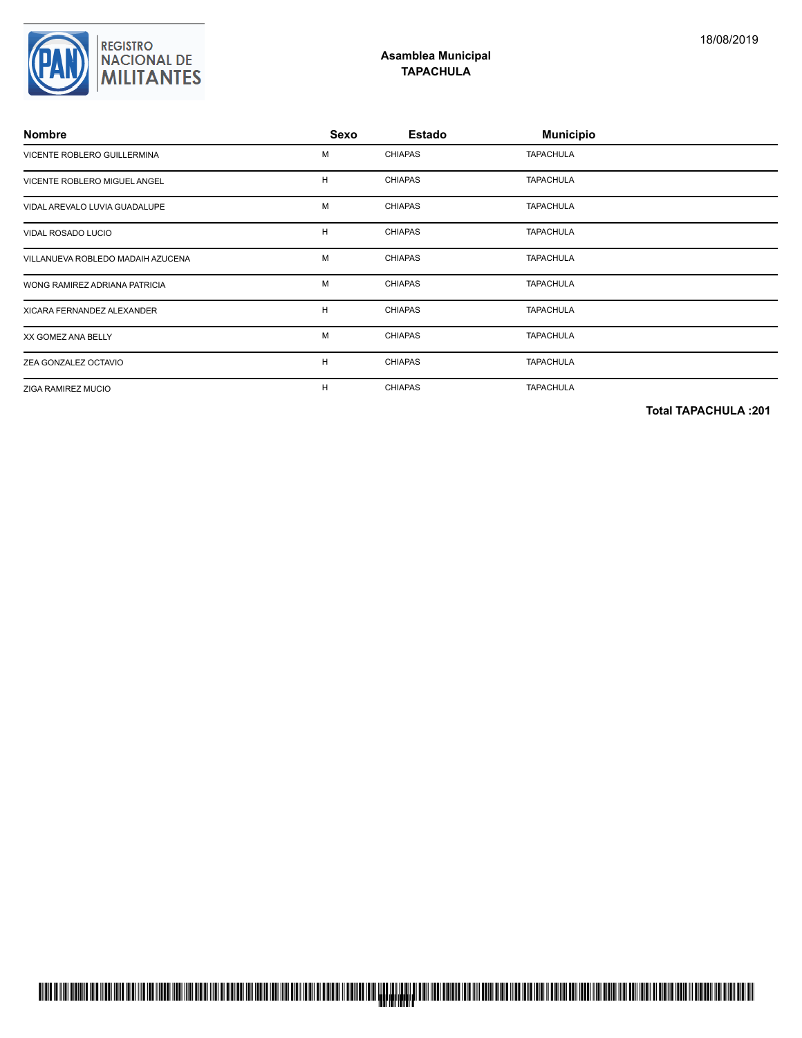**Asamblea Municipal**
**TAPACHULA**

| Nombre | Sexo | Estado | Municipio |
|---|---|---|---|
| VICENTE ROBLERO GUILLERMINA | M | CHIAPAS | TAPACHULA |
| VICENTE ROBLERO MIGUEL ANGEL | H | CHIAPAS | TAPACHULA |
| VIDAL AREVALO LUVIA GUADALUPE | M | CHIAPAS | TAPACHULA |
| VIDAL ROSADO LUCIO | H | CHIAPAS | TAPACHULA |
| VILLANUEVA ROBLEDO MADAIH AZUCENA | M | CHIAPAS | TAPACHULA |
| WONG RAMIREZ ADRIANA PATRICIA | M | CHIAPAS | TAPACHULA |
| XICARA FERNANDEZ ALEXANDER | H | CHIAPAS | TAPACHULA |
| XX GOMEZ ANA BELLY | M | CHIAPAS | TAPACHULA |
| ZEA GONZALEZ OCTAVIO | H | CHIAPAS | TAPACHULA |
| ZIGA RAMIREZ MUCIO | H | CHIAPAS | TAPACHULA |

**Total TAPACHULA :201**